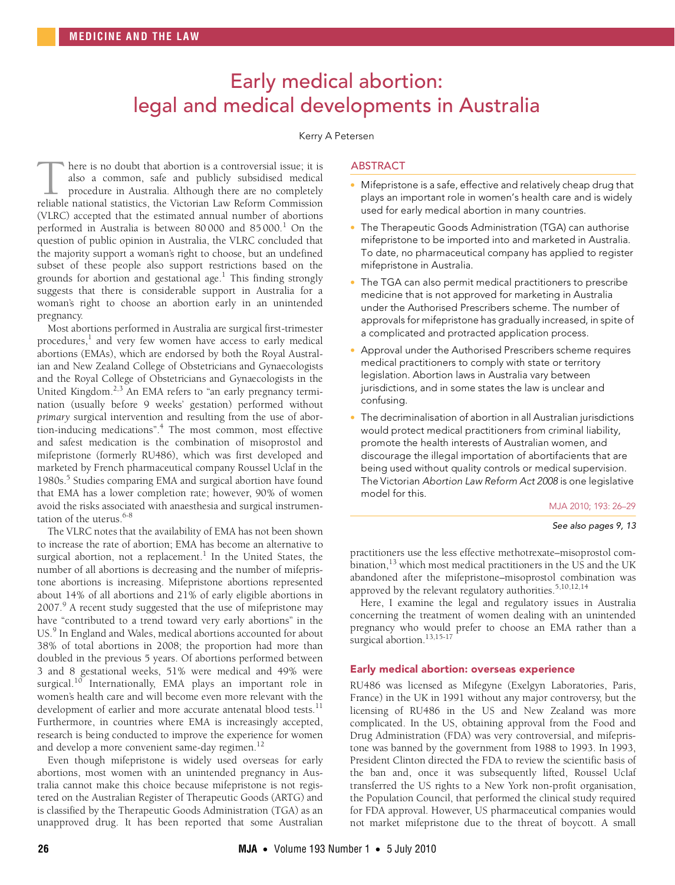# Early medical abortion: legal and medical developments in Australia

Kerry A Petersen

## ABSTRACT

- Mifepristone is a safe, effective and relatively cheap drug that plays an important role in women's health care and is widely used for early medical abortion in many countries.
- The Therapeutic Goods Administration (TGA) can authorise mifepristone to be imported into and marketed in Australia. To date, no pharmaceutical company has applied to register mifepristone in Australia.
- The TGA can also permit medical practitioners to prescribe medicine that is not approved for marketing in Australia under the Authorised Prescribers scheme. The number of approvals for mifepristone has gradually increased, in spite of a complicated and protracted application process.
- Approval under the Authorised Prescribers scheme requires medical practitioners to comply with state or territory legislation. Abortion laws in Australia vary between jurisdictions, and in some states the law is unclear and confusing.
- The decriminalisation of abortion in all Australian jurisdictions would protect medical practitioners from criminal liability, promote the health interests of Australian women, and discourage the illegal importation of abortifacients that are being used without quality controls or medical supervision. The Victorian *Abortion Law Reform Act 2008* is one legislative model for this.

MJA 2010; 193: 26–29

*See also pages 9, 13*

There is no doubt that abortion is a controversial issue; it is also a common, safe and publicly subsidised medical procedure in Australia. Although there are no completely reliable national statistics, the Victorian Law Reform Commission (VLRC) accepted that the estimated annual number of abortions performed in Australia is between 80 000 and 85 000.[1] On the question of public opinion in Australia, the VLRC concluded that the majority support a woman's right to choose, but an undefined subset of these people also support restrictions based on the grounds for abortion and gestational age.[1] This finding strongly suggests that there is considerable support in Australia for a woman's right to choose an abortion early in an unintended pregnancy.

Most abortions performed in Australia are surgical first-trimester procedures,[1] and very few women have access to early medical abortions (EMAs), which are endorsed by both the Royal Australian and New Zealand College of Obstetricians and Gynaecologists and the Royal College of Obstetricians and Gynaecologists in the United Kingdom.[2,3] An EMA refers to "an early pregnancy termination (usually before 9 weeks' gestation) performed without *primary* surgical intervention and resulting from the use of abortion-inducing medications".[4] The most common, most effective and safest medication is the combination of misoprostol and mifepristone (formerly RU486), which was first developed and marketed by French pharmaceutical company Roussel Uclaf in the 1980s.[5] Studies comparing EMA and surgical abortion have found that EMA has a lower completion rate; however, 90% of women avoid the risks associated with anaesthesia and surgical instrumentation of the uterus.[6-8]

The VLRC notes that the availability of EMA has not been shown to increase the rate of abortion; EMA has become an alternative to surgical abortion, not a replacement.[1] In the United States, the number of all abortions is decreasing and the number of mifepristone abortions is increasing. Mifepristone abortions represented about 14% of all abortions and 21% of early eligible abortions in 2007.[9] A recent study suggested that the use of mifepristone may have "contributed to a trend toward very early abortions" in the US.[9] In England and Wales, medical abortions accounted for about 38% of total abortions in 2008; the proportion had more than doubled in the previous 5 years. Of abortions performed between 3 and 8 gestational weeks, 51% were medical and 49% were surgical.[10] Internationally, EMA plays an important role in women's health care and will become even more relevant with the development of earlier and more accurate antenatal blood tests.[11] Furthermore, in countries where EMA is increasingly accepted, research is being conducted to improve the experience for women and develop a more convenient same-day regimen.[12]

Even though mifepristone is widely used overseas for early abortions, most women with an unintended pregnancy in Australia cannot make this choice because mifepristone is not registered on the Australian Register of Therapeutic Goods (ARTG) and is classified by the Therapeutic Goods Administration (TGA) as an unapproved drug. It has been reported that some Australian practitioners use the less effective methotrexate–misoprostol combination,[13] which most medical practitioners in the US and the UK abandoned after the mifepristone–misoprostol combination was approved by the relevant regulatory authorities.[5,10,12,14]

Here, I examine the legal and regulatory issues in Australia concerning the treatment of women dealing with an unintended pregnancy who would prefer to choose an EMA rather than a surgical abortion.[13,15-17]

## Early medical abortion: overseas experience

RU486 was licensed as Mifegyne (Exelgyn Laboratories, Paris, France) in the UK in 1991 without any major controversy, but the licensing of RU486 in the US and New Zealand was more complicated. In the US, obtaining approval from the Food and Drug Administration (FDA) was very controversial, and mifepristone was banned by the government from 1988 to 1993. In 1993, President Clinton directed the FDA to review the scientific basis of the ban and, once it was subsequently lifted, Roussel Uclaf transferred the US rights to a New York non-profit organisation, the Population Council, that performed the clinical study required for FDA approval. However, US pharmaceutical companies would not market mifepristone due to the threat of boycott. A small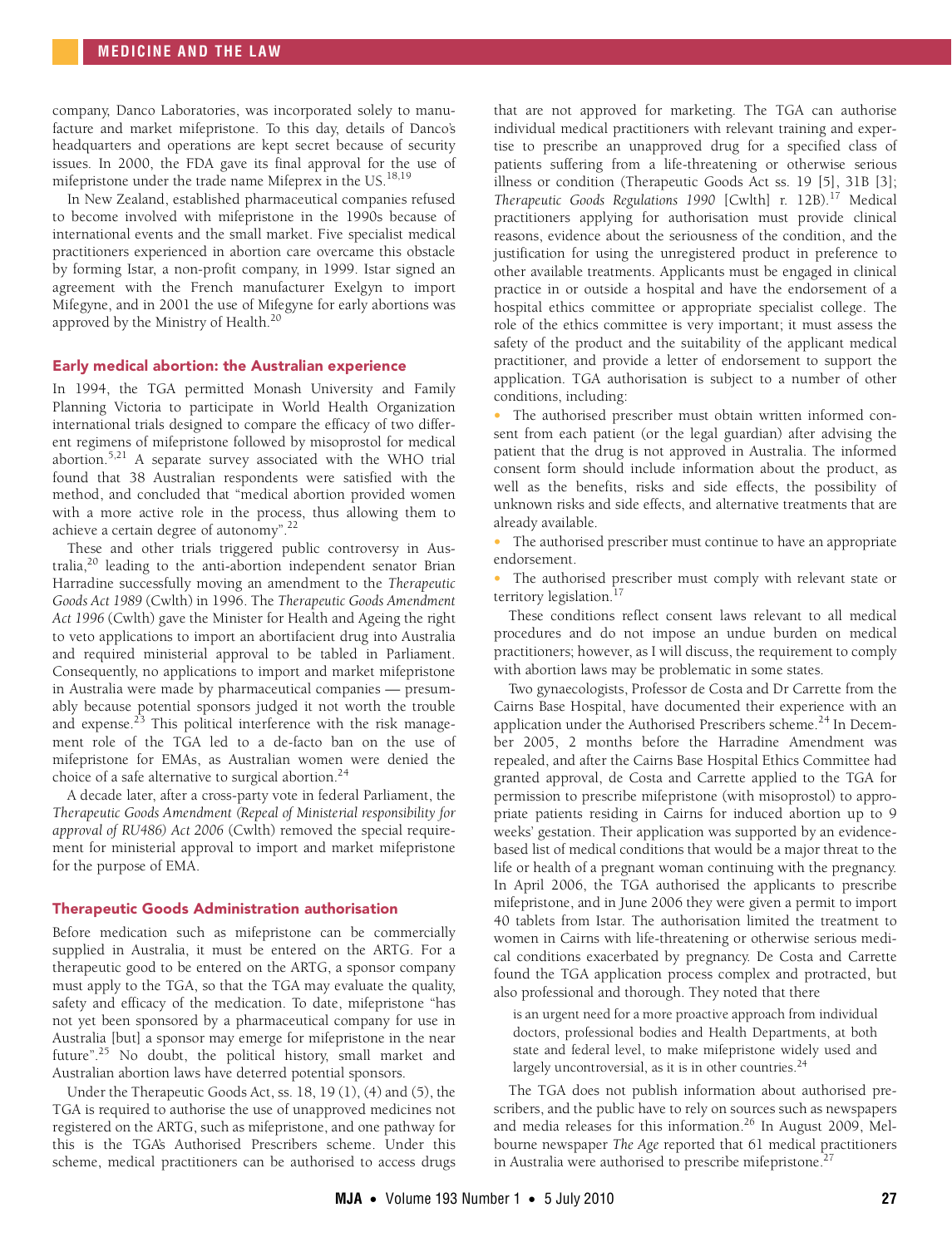company, Danco Laboratories, was incorporated solely to manufacture and market mifepristone. To this day, details of Danco's headquarters and operations are kept secret because of security issues. In 2000, the FDA gave its final approval for the use of mifepristone under the trade name Mifeprex in the US.[18,19]

In New Zealand, established pharmaceutical companies refused to become involved with mifepristone in the 1990s because of international events and the small market. Five specialist medical practitioners experienced in abortion care overcame this obstacle by forming Istar, a non-profit company, in 1999. Istar signed an agreement with the French manufacturer Exelgyn to import Mifegyne, and in 2001 the use of Mifegyne for early abortions was approved by the Ministry of Health.[20]

## Early medical abortion: the Australian experience

In 1994, the TGA permitted Monash University and Family Planning Victoria to participate in World Health Organization international trials designed to compare the efficacy of two different regimens of mifepristone followed by misoprostol for medical abortion.[5,21] A separate survey associated with the WHO trial found that 38 Australian respondents were satisfied with the method, and concluded that "medical abortion provided women with a more active role in the process, thus allowing them to achieve a certain degree of autonomy".[22]

These and other trials triggered public controversy in Australia,[20] leading to the anti-abortion independent senator Brian Harradine successfully moving an amendment to the *Therapeutic Goods Act 1989* (Cwlth) in 1996. The *Therapeutic Goods Amendment Act 1996* (Cwlth) gave the Minister for Health and Ageing the right to veto applications to import an abortifacient drug into Australia and required ministerial approval to be tabled in Parliament. Consequently, no applications to import and market mifepristone in Australia were made by pharmaceutical companies — presumably because potential sponsors judged it not worth the trouble and expense.[23] This political interference with the risk management role of the TGA led to a de-facto ban on the use of mifepristone for EMAs, as Australian women were denied the choice of a safe alternative to surgical abortion.[24]

A decade later, after a cross-party vote in federal Parliament, the *Therapeutic Goods Amendment (Repeal of Ministerial responsibility for approval of RU486) Act 2006* (Cwlth) removed the special requirement for ministerial approval to import and market mifepristone for the purpose of EMA.

## Therapeutic Goods Administration authorisation

Before medication such as mifepristone can be commercially supplied in Australia, it must be entered on the ARTG. For a therapeutic good to be entered on the ARTG, a sponsor company must apply to the TGA, so that the TGA may evaluate the quality, safety and efficacy of the medication. To date, mifepristone "has not yet been sponsored by a pharmaceutical company for use in Australia [but] a sponsor may emerge for mifepristone in the near future".[25] No doubt, the political history, small market and Australian abortion laws have deterred potential sponsors.

Under the Therapeutic Goods Act, ss. 18, 19 (1), (4) and (5), the TGA is required to authorise the use of unapproved medicines not registered on the ARTG, such as mifepristone, and one pathway for this is the TGA's Authorised Prescribers scheme. Under this scheme, medical practitioners can be authorised to access drugs that are not approved for marketing. The TGA can authorise individual medical practitioners with relevant training and expertise to prescribe an unapproved drug for a specified class of patients suffering from a life-threatening or otherwise serious illness or condition (Therapeutic Goods Act ss. 19 [5], 31B [3]; *Therapeutic Goods Regulations 1990* [Cwlth] r. 12B).[17] Medical practitioners applying for authorisation must provide clinical reasons, evidence about the seriousness of the condition, and the justification for using the unregistered product in preference to other available treatments. Applicants must be engaged in clinical practice in or outside a hospital and have the endorsement of a hospital ethics committee or appropriate specialist college. The role of the ethics committee is very important; it must assess the safety of the product and the suitability of the applicant medical practitioner, and provide a letter of endorsement to support the application. TGA authorisation is subject to a number of other conditions, including:

- The authorised prescriber must obtain written informed consent from each patient (or the legal guardian) after advising the patient that the drug is not approved in Australia. The informed consent form should include information about the product, as well as the benefits, risks and side effects, the possibility of unknown risks and side effects, and alternative treatments that are already available.
- The authorised prescriber must continue to have an appropriate endorsement.
- The authorised prescriber must comply with relevant state or territory legislation.[17]

These conditions reflect consent laws relevant to all medical procedures and do not impose an undue burden on medical practitioners; however, as I will discuss, the requirement to comply with abortion laws may be problematic in some states.

Two gynaecologists, Professor de Costa and Dr Carrette from the Cairns Base Hospital, have documented their experience with an application under the Authorised Prescribers scheme.[24] In December 2005, 2 months before the Harradine Amendment was repealed, and after the Cairns Base Hospital Ethics Committee had granted approval, de Costa and Carrette applied to the TGA for permission to prescribe mifepristone (with misoprostol) to appropriate patients residing in Cairns for induced abortion up to 9 weeks' gestation. Their application was supported by an evidence-based list of medical conditions that would be a major threat to the life or health of a pregnant woman continuing with the pregnancy. In April 2006, the TGA authorised the applicants to prescribe mifepristone, and in June 2006 they were given a permit to import 40 tablets from Istar. The authorisation limited the treatment to women in Cairns with life-threatening or otherwise serious medical conditions exacerbated by pregnancy. De Costa and Carrette found the TGA application process complex and protracted, but also professional and thorough. They noted that there

> is an urgent need for a more proactive approach from individual doctors, professional bodies and Health Departments, at both state and federal level, to make mifepristone widely used and largely uncontroversial, as it is in other countries.[24]

The TGA does not publish information about authorised prescribers, and the public have to rely on sources such as newspapers and media releases for this information.[26] In August 2009, Melbourne newspaper *The Age* reported that 61 medical practitioners in Australia were authorised to prescribe mifepristone.[27]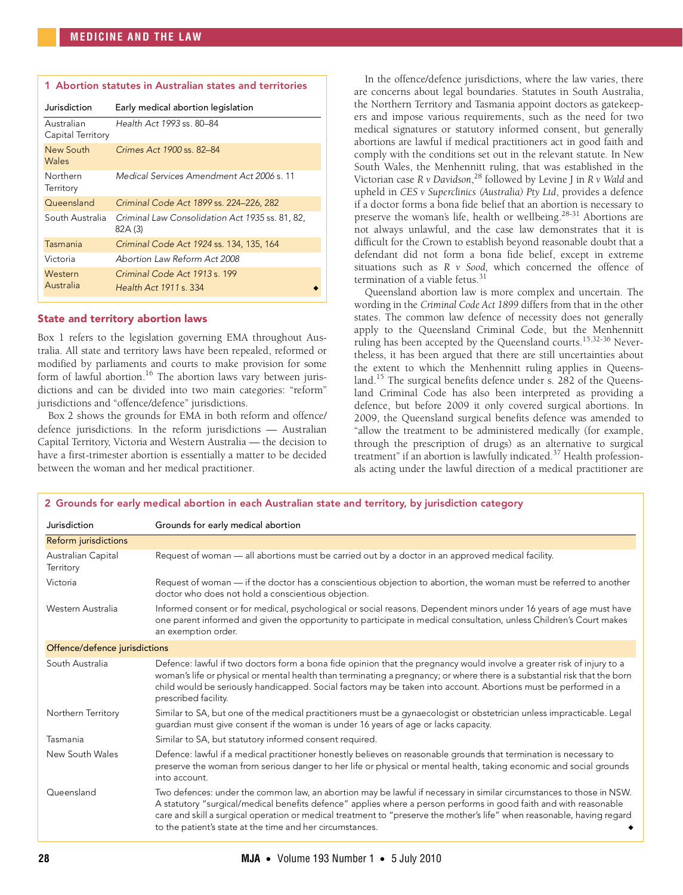**1 Abortion statutes in Australian states and territories**

| Jurisdiction | Early medical abortion legislation |
|---|---|
| Australian Capital Territory | *Health Act 1993* ss. 80–84 |
| New South Wales | *Crimes Act 1900* ss. 82–84 |
| Northern Territory | *Medical Services Amendment Act 2006* s. 11 |
| Queensland | *Criminal Code Act 1899* ss. 224–226, 282 |
| South Australia | *Criminal Law Consolidation Act 1935* ss. 81, 82, 82A (3) |
| Tasmania | *Criminal Code Act 1924* ss. 134, 135, 164 |
| Victoria | *Abortion Law Reform Act 2008* |
| Western Australia | *Criminal Code Act 1913* s. 199<br>*Health Act 1911* s. 334 |

## State and territory abortion laws

Box 1 refers to the legislation governing EMA throughout Australia. All state and territory laws have been repealed, reformed or modified by parliaments and courts to make provision for some form of lawful abortion.[16] The abortion laws vary between jurisdictions and can be divided into two main categories: "reform" jurisdictions and "offence/defence" jurisdictions.

Box 2 shows the grounds for EMA in both reform and offence/defence jurisdictions. In the reform jurisdictions — Australian Capital Territory, Victoria and Western Australia — the decision to have a first-trimester abortion is essentially a matter to be decided between the woman and her medical practitioner.

In the offence/defence jurisdictions, where the law varies, there are concerns about legal boundaries. Statutes in South Australia, the Northern Territory and Tasmania appoint doctors as gatekeepers and impose various requirements, such as the need for two medical signatures or statutory informed consent, but generally abortions are lawful if medical practitioners act in good faith and comply with the conditions set out in the relevant statute. In New South Wales, the Menhennitt ruling, that was established in the Victorian case *R v Davidson*,[28] followed by Levine J in *R v Wald* and upheld in *CES v Superclinics (Australia) Pty Ltd*, provides a defence if a doctor forms a bona fide belief that an abortion is necessary to preserve the woman's life, health or wellbeing.[28-31] Abortions are not always unlawful, and the case law demonstrates that it is difficult for the Crown to establish beyond reasonable doubt that a defendant did not form a bona fide belief, except in extreme situations such as *R v Sood*, which concerned the offence of termination of a viable fetus.[31]

Queensland abortion law is more complex and uncertain. The wording in the *Criminal Code Act 1899* differs from that in the other states. The common law defence of necessity does not generally apply to the Queensland Criminal Code, but the Menhennitt ruling has been accepted by the Queensland courts.[15,32-36] Nevertheless, it has been argued that there are still uncertainties about the extent to which the Menhennitt ruling applies in Queensland.[15] The surgical benefits defence under s. 282 of the Queensland Criminal Code has also been interpreted as providing a defence, but before 2009 it only covered surgical abortions. In 2009, the Queensland surgical benefits defence was amended to "allow the treatment to be administered medically (for example, through the prescription of drugs) as an alternative to surgical treatment" if an abortion is lawfully indicated.[37] Health professionals acting under the lawful direction of a medical practitioner are

**2 Grounds for early medical abortion in each Australian state and territory, by jurisdiction category**

| Jurisdiction | Grounds for early medical abortion |
|---|---|
| **Reform jurisdictions** | |
| Australian Capital Territory | Request of woman — all abortions must be carried out by a doctor in an approved medical facility. |
| Victoria | Request of woman — if the doctor has a conscientious objection to abortion, the woman must be referred to another doctor who does not hold a conscientious objection. |
| Western Australia | Informed consent or for medical, psychological or social reasons. Dependent minors under 16 years of age must have one parent informed and given the opportunity to participate in medical consultation, unless Children's Court makes an exemption order. |
| **Offence/defence jurisdictions** | |
| South Australia | Defence: lawful if two doctors form a bona fide opinion that the pregnancy would involve a greater risk of injury to a woman's life or physical or mental health than terminating a pregnancy; or where there is a substantial risk that the born child would be seriously handicapped. Social factors may be taken into account. Abortions must be performed in a prescribed facility. |
| Northern Territory | Similar to SA, but one of the medical practitioners must be a gynaecologist or obstetrician unless impracticable. Legal guardian must give consent if the woman is under 16 years of age or lacks capacity. |
| Tasmania | Similar to SA, but statutory informed consent required. |
| New South Wales | Defence: lawful if a medical practitioner honestly believes on reasonable grounds that termination is necessary to preserve the woman from serious danger to her life or physical or mental health, taking economic and social grounds into account. |
| Queensland | Two defences: under the common law, an abortion may be lawful if necessary in similar circumstances to those in NSW. A statutory "surgical/medical benefits defence" applies where a person performs in good faith and with reasonable care and skill a surgical operation or medical treatment to "preserve the mother's life" when reasonable, having regard to the patient's state at the time and her circumstances. |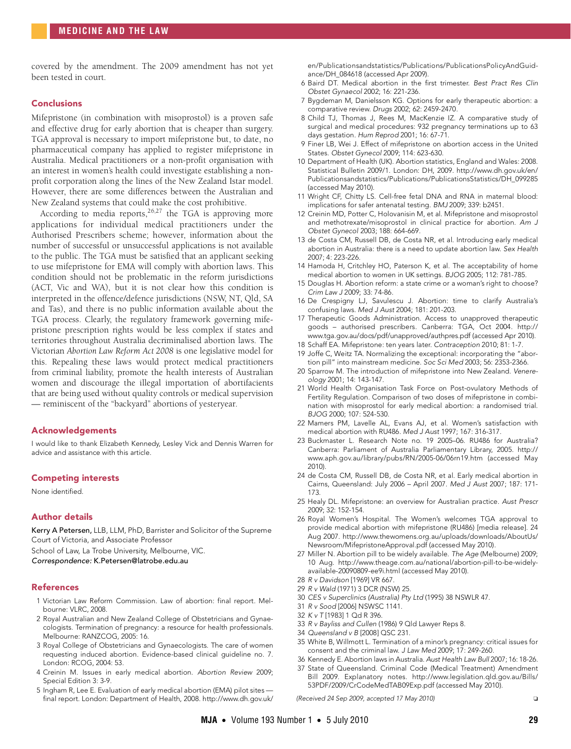covered by the amendment. The 2009 amendment has not yet been tested in court.

## Conclusions

Mifepristone (in combination with misoprostol) is a proven safe and effective drug for early abortion that is cheaper than surgery. TGA approval is necessary to import mifepristone but, to date, no pharmaceutical company has applied to register mifepristone in Australia. Medical practitioners or a non-profit organisation with an interest in women's health could investigate establishing a non-profit corporation along the lines of the New Zealand Istar model. However, there are some differences between the Australian and New Zealand systems that could make the cost prohibitive.

According to media reports,[26,27] the TGA is approving more applications for individual medical practitioners under the Authorised Prescribers scheme; however, information about the number of successful or unsuccessful applications is not available to the public. The TGA must be satisfied that an applicant seeking to use mifepristone for EMA will comply with abortion laws. This condition should not be problematic in the reform jurisdictions (ACT, Vic and WA), but it is not clear how this condition is interpreted in the offence/defence jurisdictions (NSW, NT, Qld, SA and Tas), and there is no public information available about the TGA process. Clearly, the regulatory framework governing mifepristone prescription rights would be less complex if states and territories throughout Australia decriminalised abortion laws. The Victorian *Abortion Law Reform Act 2008* is one legislative model for this. Repealing these laws would protect medical practitioners from criminal liability, promote the health interests of Australian women and discourage the illegal importation of abortifacients that are being used without quality controls or medical supervision — reminiscent of the "backyard" abortions of yesteryear.

## Acknowledgements

I would like to thank Elizabeth Kennedy, Lesley Vick and Dennis Warren for advice and assistance with this article.

## Competing interests

None identified.

## Author details

Kerry A Petersen, LLB, LLM, PhD, Barrister and Solicitor of the Supreme Court of Victoria, and Associate Professor
School of Law, La Trobe University, Melbourne, VIC.
*Correspondence:* K.Petersen@latrobe.edu.au

## References

1. Victorian Law Reform Commission. Law of abortion: final report. Melbourne: VLRC, 2008.
2. Royal Australian and New Zealand College of Obstetricians and Gynaecologists. Termination of pregnancy: a resource for health professionals. Melbourne: RANZCOG, 2005: 16.
3. Royal College of Obstetricians and Gynaecologists. The care of women requesting induced abortion. Evidence-based clinical guideline no. 7. London: RCOG, 2004: 53.
4. Creinin M. Issues in early medical abortion. *Abortion Review* 2009; Special Edition 3: 3-9.
5. Ingham R, Lee E. Evaluation of early medical abortion (EMA) pilot sites — final report. London: Department of Health, 2008. http://www.dh.gov.uk/en/Publicationsandstatistics/Publications/PublicationsPolicyAndGuidance/DH_084618 (accessed Apr 2009).
6. Baird DT. Medical abortion in the first trimester. *Best Pract Res Clin Obstet Gynaecol* 2002; 16: 221-236.
7. Bygdeman M, Danielsson KG. Options for early therapeutic abortion: a comparative review. *Drugs* 2002; 62: 2459-2470.
8. Child TJ, Thomas J, Rees M, MacKenzie IZ. A comparative study of surgical and medical procedures: 932 pregnancy terminations up to 63 days gestation. *Hum Reprod* 2001; 16: 67-71.
9. Finer LB, Wei J. Effect of mifepristone on abortion access in the United States. *Obstet Gynecol* 2009; 114: 623-630.
10. Department of Health (UK). Abortion statistics, England and Wales: 2008. Statistical Bulletin 2009/1. London: DH, 2009. http://www.dh.gov.uk/en/Publicationsandstatistics/Publications/PublicationsStatistics/DH_099285 (accessed May 2010).
11. Wright CF, Chitty LS. Cell-free fetal DNA and RNA in maternal blood: implications for safer antenatal testing. *BMJ* 2009; 339: b2451.
12. Creinin MD, Potter C, Holovanisin M, et al. Mifepristone and misoprostol and methotrexate/misoprostol in clinical practice for abortion. *Am J Obstet Gynecol* 2003; 188: 664-669.
13. de Costa CM, Russell DB, de Costa NR, et al. Introducing early medical abortion in Australia: there is a need to update abortion law. *Sex Health* 2007; 4: 223-226.
14. Hamoda H, Critchley HO, Paterson K, et al. The acceptability of home medical abortion to women in UK settings. *BJOG* 2005; 112: 781-785.
15. Douglas H. Abortion reform: a state crime or a woman's right to choose? *Crim Law J* 2009; 33: 74-86.
16. De Crespigny LJ, Savulescu J. Abortion: time to clarify Australia's confusing laws. *Med J Aust* 2004; 181: 201-203.
17. Therapeutic Goods Administration. Access to unapproved therapeutic goods — authorised prescribers. Canberra: TGA, Oct 2004. http://www.tga.gov.au/docs/pdf/unapproved/authpres.pdf (accessed Apr 2010).
18. Schaff EA. Mifepristone: ten years later. *Contraception* 2010; 81: 1-7.
19. Joffe C, Weitz TA. Normalizing the exceptional: incorporating the "abortion pill" into mainstream medicine. *Soc Sci Med* 2003; 56: 2353-2366.
20. Sparrow M. The introduction of mifepristone into New Zealand. *Venereology* 2001; 14: 143-147.
21. World Health Organisation Task Force on Post-ovulatory Methods of Fertility Regulation. Comparison of two doses of mifepristone in combination with misoprostol for early medical abortion: a randomised trial. *BJOG* 2000; 107: 524-530.
22. Mamers PM, Lavelle AL, Evans AJ, et al. Women's satisfaction with medical abortion with RU486. *Med J Aust* 1997; 167: 316-317.
23. Buckmaster L. Research Note no. 19 2005–06. RU486 for Australia? Canberra: Parliament of Australia Parliamentary Library, 2005. http://www.aph.gov.au/library/pubs/RN/2005-06/06rn19.htm (accessed May 2010).
24. de Costa CM, Russell DB, de Costa NR, et al. Early medical abortion in Cairns, Queensland: July 2006 – April 2007. *Med J Aust* 2007; 187: 171-173.
25. Healy DL. Mifepristone: an overview for Australian practice. *Aust Prescr* 2009; 32: 152-154.
26. Royal Women's Hospital. The Women's welcomes TGA approval to provide medical abortion with mifepristone (RU486) [media release]. 24 Aug 2007. http://www.thewomens.org.au/uploads/downloads/AboutUs/Newsroom/MifepristoneApproval.pdf (accessed May 2010).
27. Miller N. Abortion pill to be widely available. *The Age* (Melbourne) 2009; 10 Aug. http://www.theage.com.au/national/abortion-pill-to-be-widely-available-20090809-ee9i.html (accessed May 2010).
28. *R v Davidson* [1969] VR 667.
29. *R v Wald* (1971) 3 DCR (NSW) 25.
30. *CES v Superclinics (Australia) Pty Ltd* (1995) 38 NSWLR 47.
31. *R v Sood* [2006] NSWSC 1141.
32. *K v T* [1983] 1 Qd R 396.
33. *R v Bayliss and Cullen* (1986) 9 Qld Lawyer Reps 8.
34. *Queensland v B* [2008] QSC 231.
35. White B, Willmott L. Termination of a minor's pregnancy: critical issues for consent and the criminal law. *J Law Med* 2009; 17: 249-260.
36. Kennedy E. Abortion laws in Australia. *Aust Health Law Bull* 2007; 16: 18-26.
37. State of Queensland. Criminal Code (Medical Treatment) Amendment Bill 2009. Explanatory notes. http://www.legislation.qld.gov.au/Bills/53PDF/2009/CrCodeMedTAB09Exp.pdf (accessed May 2010).

*(Received 24 Sep 2009, accepted 17 May 2010)*